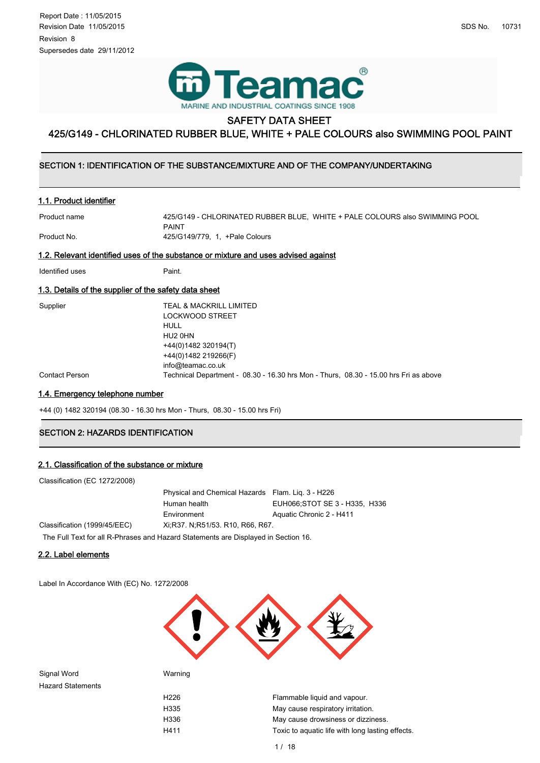Report Date : 11/05/2015
Revision Date 11/05/2015
Revision 8
Supersedes date 29/11/2012

SDS No. 10731

Teamac®
MARINE AND INDUSTRIAL COATINGS SINCE 1908

# SAFETY DATA SHEET

# 425/G149 - CHLORINATED RUBBER BLUE, WHITE + PALE COLOURS also SWIMMING POOL PAINT

## SECTION 1: IDENTIFICATION OF THE SUBSTANCE/MIXTURE AND OF THE COMPANY/UNDERTAKING

### 1.1. Product identifier

| | |
|---|---|
| Product name | 425/G149 - CHLORINATED RUBBER BLUE, WHITE + PALE COLOURS also SWIMMING POOL PAINT |
| Product No. | 425/G149/779, 1, +Pale Colours |

### 1.2. Relevant identified uses of the substance or mixture and uses advised against

| | |
|---|---|
| Identified uses | Paint. |

### 1.3. Details of the supplier of the safety data sheet

| | |
|---|---|
| Supplier | TEAL & MACKRILL LIMITED<br>LOCKWOOD STREET<br>HULL<br>HU2 0HN<br>+44(0)1482 320194(T)<br>+44(0)1482 219266(F)<br>info@teamac.co.uk |
| Contact Person | Technical Department - 08.30 - 16.30 hrs Mon - Thurs, 08.30 - 15.00 hrs Fri as above |

### 1.4. Emergency telephone number

+44 (0) 1482 320194 (08.30 - 16.30 hrs Mon - Thurs, 08.30 - 15.00 hrs Fri)

## SECTION 2: HAZARDS IDENTIFICATION

### 2.1. Classification of the substance or mixture

| | | |
|---|---|---|
| Classification (EC 1272/2008) | | |
| | Physical and Chemical Hazards | Flam. Liq. 3 - H226 |
| | Human health | EUH066;STOT SE 3 - H335, H336 |
| | Environment | Aquatic Chronic 2 - H411 |
| Classification (1999/45/EEC) | Xi;R37. N;R51/53. R10, R66, R67. | |

The Full Text for all R-Phrases and Hazard Statements are Displayed in Section 16.

### 2.2. Label elements

Label In Accordance With (EC) No. 1272/2008

| | | |
|---|---|---|
| Signal Word | Warning | |
| Hazard Statements | | |
| | H226 | Flammable liquid and vapour. |
| | H335 | May cause respiratory irritation. |
| | H336 | May cause drowsiness or dizziness. |
| | H411 | Toxic to aquatic life with long lasting effects. |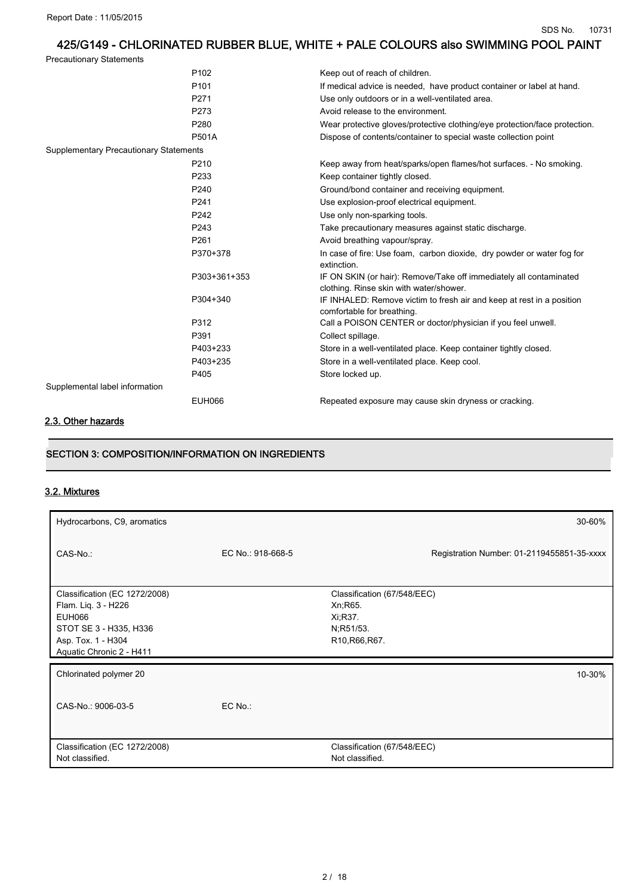# 425/G149 - CHLORINATED RUBBER BLUE, WHITE + PALE COLOURS also SWIMMING POOL PAINT

Precautionary Statements

| | | |
|---|---|---|
| | P102 | Keep out of reach of children. |
| | P101 | If medical advice is needed, have product container or label at hand. |
| | P271 | Use only outdoors or in a well-ventilated area. |
| | P273 | Avoid release to the environment. |
| | P280 | Wear protective gloves/protective clothing/eye protection/face protection. |
| | P501A | Dispose of contents/container to special waste collection point |
| Supplementary Precautionary Statements | | |
| | P210 | Keep away from heat/sparks/open flames/hot surfaces. - No smoking. |
| | P233 | Keep container tightly closed. |
| | P240 | Ground/bond container and receiving equipment. |
| | P241 | Use explosion-proof electrical equipment. |
| | P242 | Use only non-sparking tools. |
| | P243 | Take precautionary measures against static discharge. |
| | P261 | Avoid breathing vapour/spray. |
| | P370+378 | In case of fire: Use foam, carbon dioxide, dry powder or water fog for extinction. |
| | P303+361+353 | IF ON SKIN (or hair): Remove/Take off immediately all contaminated clothing. Rinse skin with water/shower. |
| | P304+340 | IF INHALED: Remove victim to fresh air and keep at rest in a position comfortable for breathing. |
| | P312 | Call a POISON CENTER or doctor/physician if you feel unwell. |
| | P391 | Collect spillage. |
| | P403+233 | Store in a well-ventilated place. Keep container tightly closed. |
| | P403+235 | Store in a well-ventilated place. Keep cool. |
| | P405 | Store locked up. |
| Supplemental label information | | |
| | EUH066 | Repeated exposure may cause skin dryness or cracking. |

## 2.3. Other hazards

## SECTION 3: COMPOSITION/INFORMATION ON INGREDIENTS

### 3.2. Mixtures

| Hydrocarbons, C9, aromatics | | 30-60% |
|---|---|---|
| CAS-No.: | EC No.: 918-668-5 | Registration Number: 01-2119455851-35-xxxx |
| Classification (EC 1272/2008)<br>Flam. Liq. 3 - H226<br>EUH066<br>STOT SE 3 - H335, H336<br>Asp. Tox. 1 - H304<br>Aquatic Chronic 2 - H411 | Classification (67/548/EEC)<br>Xn;R65.<br>Xi;R37.<br>N;R51/53.<br>R10,R66,R67. | |

| Chlorinated polymer 20 | | 10-30% |
|---|---|---|
| CAS-No.: 9006-03-5 | EC No.: | |
| Classification (EC 1272/2008)<br>Not classified. | Classification (67/548/EEC)<br>Not classified. | |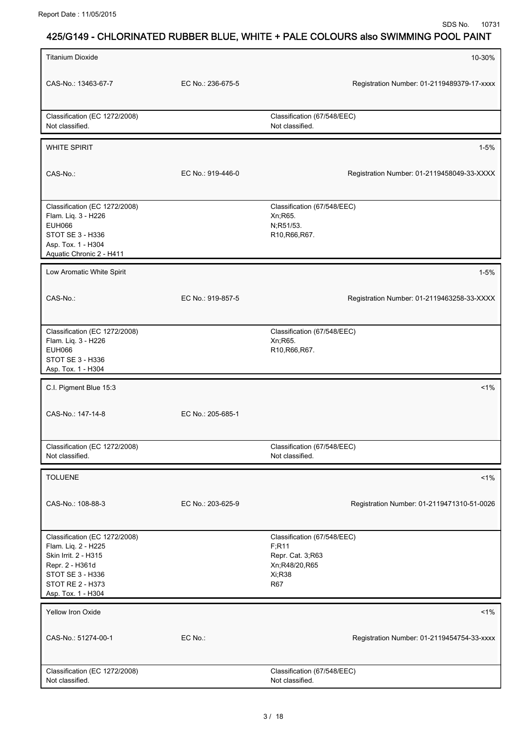## 425/G149 - CHLORINATED RUBBER BLUE, WHITE + PALE COLOURS also SWIMMING POOL PAINT

| Titanium Dioxide | | 10-30% |
|---|---|---|
| CAS-No.: 13463-67-7 | EC No.: 236-675-5 | Registration Number: 01-2119489379-17-xxxx |
| Classification (EC 1272/2008)<br>Not classified. | Classification (67/548/EEC)<br>Not classified. | |

| WHITE SPIRIT | | 1-5% |
|---|---|---|
| CAS-No.: | EC No.: 919-446-0 | Registration Number: 01-2119458049-33-XXXX |
| Classification (EC 1272/2008)<br>Flam. Liq. 3 - H226<br>EUH066<br>STOT SE 3 - H336<br>Asp. Tox. 1 - H304<br>Aquatic Chronic 2 - H411 | Classification (67/548/EEC)<br>Xn;R65.<br>N;R51/53.<br>R10,R66,R67. | |

| Low Aromatic White Spirit | | 1-5% |
|---|---|---|
| CAS-No.: | EC No.: 919-857-5 | Registration Number: 01-2119463258-33-XXXX |
| Classification (EC 1272/2008)<br>Flam. Liq. 3 - H226<br>EUH066<br>STOT SE 3 - H336<br>Asp. Tox. 1 - H304 | Classification (67/548/EEC)<br>Xn;R65.<br>R10,R66,R67. | |

| C.I. Pigment Blue 15:3 | | <1% |
|---|---|---|
| CAS-No.: 147-14-8 | EC No.: 205-685-1 | |
| Classification (EC 1272/2008)<br>Not classified. | Classification (67/548/EEC)<br>Not classified. | |

| TOLUENE | | <1% |
|---|---|---|
| CAS-No.: 108-88-3 | EC No.: 203-625-9 | Registration Number: 01-2119471310-51-0026 |
| Classification (EC 1272/2008)<br>Flam. Liq. 2 - H225<br>Skin Irrit. 2 - H315<br>Repr. 2 - H361d<br>STOT SE 3 - H336<br>STOT RE 2 - H373<br>Asp. Tox. 1 - H304 | Classification (67/548/EEC)<br>F;R11<br>Repr. Cat. 3;R63<br>Xn;R48/20,R65<br>Xi;R38<br>R67 | |

| Yellow Iron Oxide | | <1% |
|---|---|---|
| CAS-No.: 51274-00-1 | EC No.: | Registration Number: 01-2119454754-33-xxxx |
| Classification (EC 1272/2008)<br>Not classified. | Classification (67/548/EEC)<br>Not classified. | |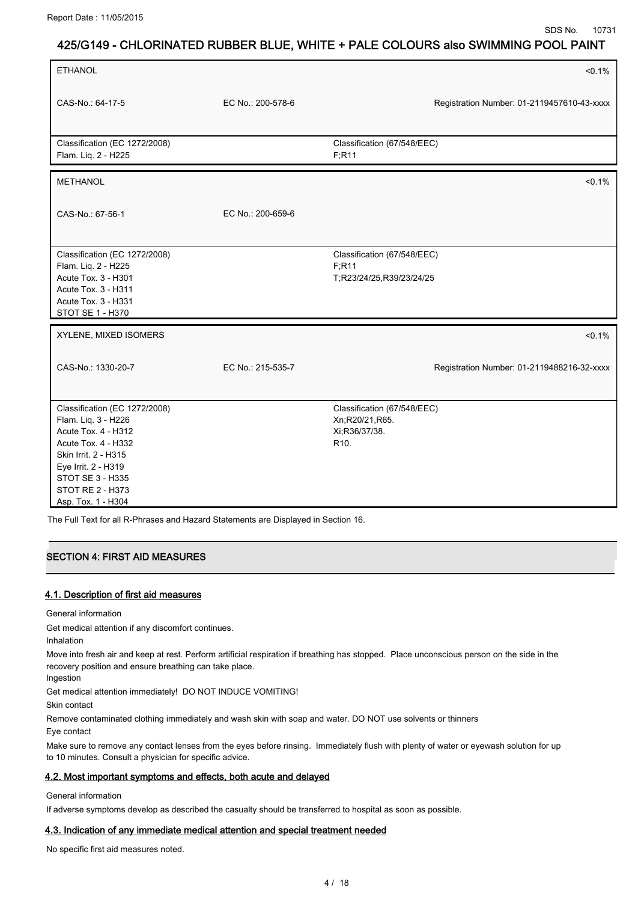| ETHANOL | | | <0.1% |
|---|---|---|---|
| CAS-No.: 64-17-5 | EC No.: 200-578-6 | | Registration Number: 01-2119457610-43-xxxx |
| Classification (EC 1272/2008)<br>Flam. Liq. 2 - H225 | | Classification (67/548/EEC)<br>F;R11 | |

| METHANOL | | | <0.1% |
|---|---|---|---|
| CAS-No.: 67-56-1 | EC No.: 200-659-6 | | |
| Classification (EC 1272/2008)<br>Flam. Liq. 2 - H225<br>Acute Tox. 3 - H301<br>Acute Tox. 3 - H311<br>Acute Tox. 3 - H331<br>STOT SE 1 - H370 | | Classification (67/548/EEC)<br>F;R11<br>T;R23/24/25,R39/23/24/25 | |

| XYLENE, MIXED ISOMERS | | | <0.1% |
|---|---|---|---|
| CAS-No.: 1330-20-7 | EC No.: 215-535-7 | | Registration Number: 01-2119488216-32-xxxx |
| Classification (EC 1272/2008)<br>Flam. Liq. 3 - H226<br>Acute Tox. 4 - H312<br>Acute Tox. 4 - H332<br>Skin Irrit. 2 - H315<br>Eye Irrit. 2 - H319<br>STOT SE 3 - H335<br>STOT RE 2 - H373<br>Asp. Tox. 1 - H304 | | Classification (67/548/EEC)<br>Xn;R20/21,R65.<br>Xi;R36/37/38.<br>R10. | |

The Full Text for all R-Phrases and Hazard Statements are Displayed in Section 16.

## SECTION 4: FIRST AID MEASURES

### 4.1. Description of first aid measures

General information

Get medical attention if any discomfort continues.

Inhalation

Move into fresh air and keep at rest. Perform artificial respiration if breathing has stopped. Place unconscious person on the side in the recovery position and ensure breathing can take place.

Ingestion

Get medical attention immediately! DO NOT INDUCE VOMITING!

Skin contact

Remove contaminated clothing immediately and wash skin with soap and water. DO NOT use solvents or thinners

Eye contact

Make sure to remove any contact lenses from the eyes before rinsing. Immediately flush with plenty of water or eyewash solution for up to 10 minutes. Consult a physician for specific advice.

### 4.2. Most important symptoms and effects, both acute and delayed

General information

If adverse symptoms develop as described the casualty should be transferred to hospital as soon as possible.

### 4.3. Indication of any immediate medical attention and special treatment needed

No specific first aid measures noted.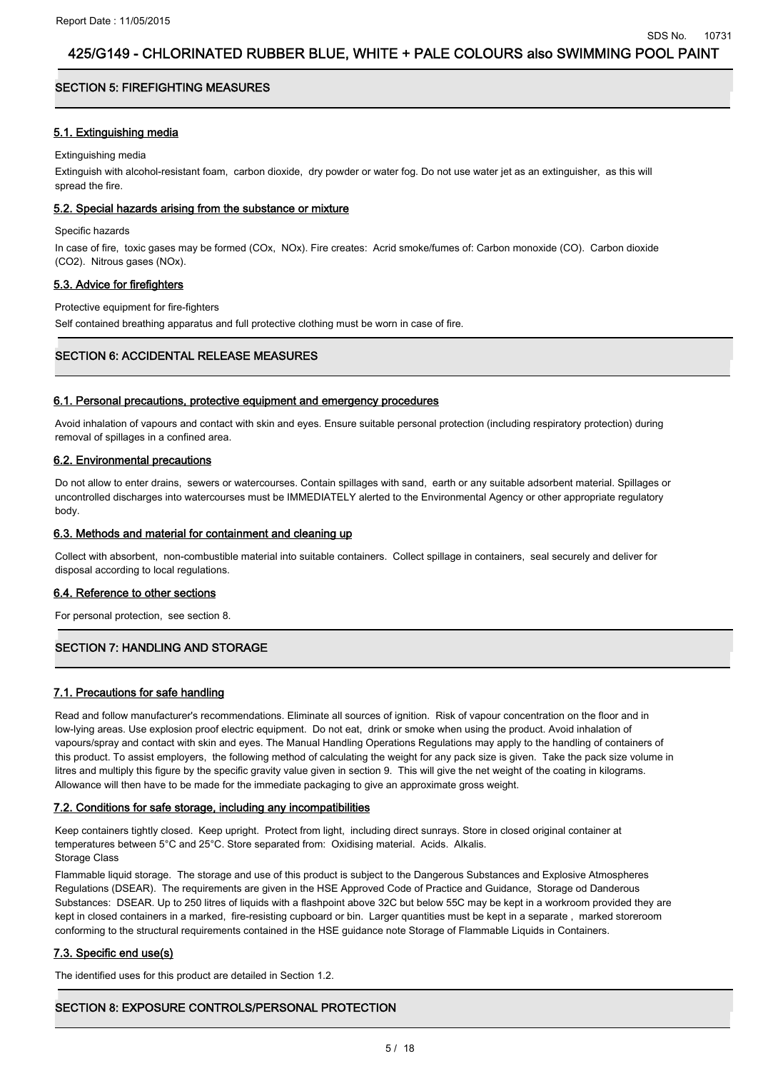## SECTION 5: FIREFIGHTING MEASURES

### 5.1. Extinguishing media

Extinguishing media

Extinguish with alcohol-resistant foam, carbon dioxide, dry powder or water fog. Do not use water jet as an extinguisher, as this will spread the fire.

### 5.2. Special hazards arising from the substance or mixture

Specific hazards

In case of fire, toxic gases may be formed (COx, NOx). Fire creates: Acrid smoke/fumes of: Carbon monoxide (CO). Carbon dioxide ($CO_2$). Nitrous gases (NOx).

### 5.3. Advice for firefighters

Protective equipment for fire-fighters

Self contained breathing apparatus and full protective clothing must be worn in case of fire.

## SECTION 6: ACCIDENTAL RELEASE MEASURES

### 6.1. Personal precautions, protective equipment and emergency procedures

Avoid inhalation of vapours and contact with skin and eyes. Ensure suitable personal protection (including respiratory protection) during removal of spillages in a confined area.

### 6.2. Environmental precautions

Do not allow to enter drains, sewers or watercourses. Contain spillages with sand, earth or any suitable adsorbent material. Spillages or uncontrolled discharges into watercourses must be IMMEDIATELY alerted to the Environmental Agency or other appropriate regulatory body.

### 6.3. Methods and material for containment and cleaning up

Collect with absorbent, non-combustible material into suitable containers. Collect spillage in containers, seal securely and deliver for disposal according to local regulations.

### 6.4. Reference to other sections

For personal protection, see section 8.

## SECTION 7: HANDLING AND STORAGE

### 7.1. Precautions for safe handling

Read and follow manufacturer's recommendations. Eliminate all sources of ignition. Risk of vapour concentration on the floor and in low-lying areas. Use explosion proof electric equipment. Do not eat, drink or smoke when using the product. Avoid inhalation of vapours/spray and contact with skin and eyes. The Manual Handling Operations Regulations may apply to the handling of containers of this product. To assist employers, the following method of calculating the weight for any pack size is given. Take the pack size volume in litres and multiply this figure by the specific gravity value given in section 9. This will give the net weight of the coating in kilograms. Allowance will then have to be made for the immediate packaging to give an approximate gross weight.

### 7.2. Conditions for safe storage, including any incompatibilities

Keep containers tightly closed. Keep upright. Protect from light, including direct sunrays. Store in closed original container at temperatures between 5°C and 25°C. Store separated from: Oxidising material. Acids. Alkalis.

Storage Class

Flammable liquid storage. The storage and use of this product is subject to the Dangerous Substances and Explosive Atmospheres Regulations (DSEAR). The requirements are given in the HSE Approved Code of Practice and Guidance, Storage od Danderous Substances: DSEAR. Up to 250 litres of liquids with a flashpoint above 32C but below 55C may be kept in a workroom provided they are kept in closed containers in a marked, fire-resisting cupboard or bin. Larger quantities must be kept in a separate , marked storeroom conforming to the structural requirements contained in the HSE guidance note Storage of Flammable Liquids in Containers.

### 7.3. Specific end use(s)

The identified uses for this product are detailed in Section 1.2.

## SECTION 8: EXPOSURE CONTROLS/PERSONAL PROTECTION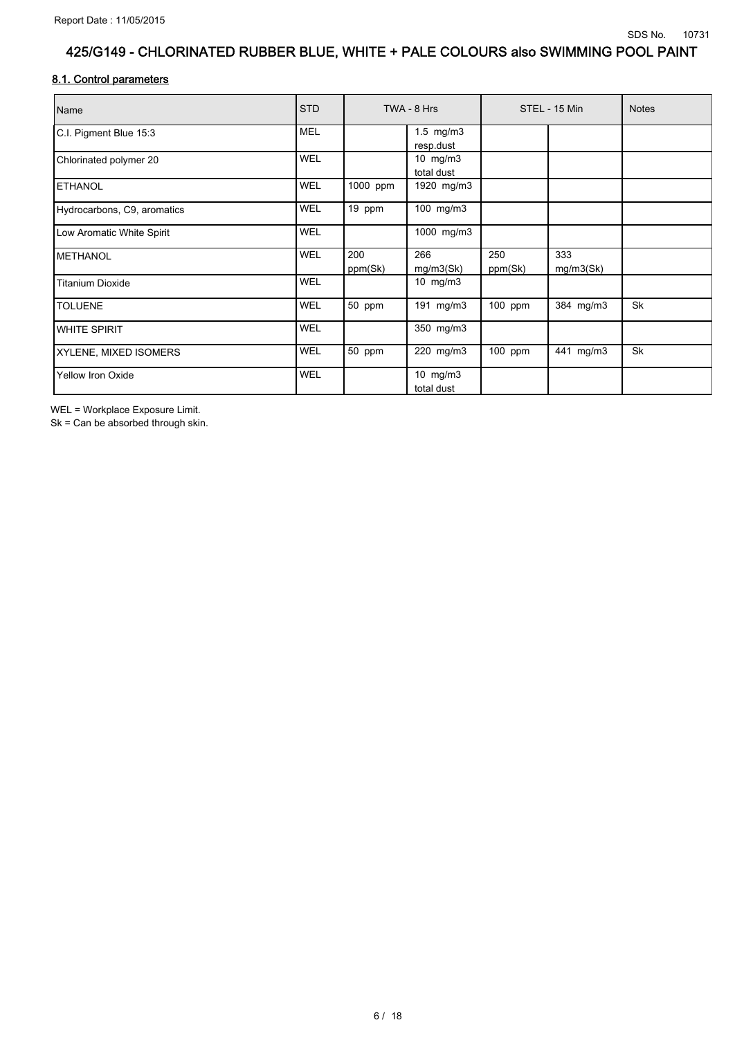### 8.1. Control parameters

| Name | STD | TWA - 8 Hrs | | STEL - 15 Min | | Notes |
|---|---|---|---|---|---|---|
| C.I. Pigment Blue 15:3 | MEL | | 1.5 mg/m3 resp.dust | | | |
| Chlorinated polymer 20 | WEL | | 10 mg/m3 total dust | | | |
| ETHANOL | WEL | 1000 ppm | 1920 mg/m3 | | | |
| Hydrocarbons, C9, aromatics | WEL | 19 ppm | 100 mg/m3 | | | |
| Low Aromatic White Spirit | WEL | | 1000 mg/m3 | | | |
| METHANOL | WEL | 200 ppm(Sk) | 266 mg/m3(Sk) | 250 ppm(Sk) | 333 mg/m3(Sk) | |
| Titanium Dioxide | WEL | | 10 mg/m3 | | | |
| TOLUENE | WEL | 50 ppm | 191 mg/m3 | 100 ppm | 384 mg/m3 | Sk |
| WHITE SPIRIT | WEL | | 350 mg/m3 | | | |
| XYLENE, MIXED ISOMERS | WEL | 50 ppm | 220 mg/m3 | 100 ppm | 441 mg/m3 | Sk |
| Yellow Iron Oxide | WEL | | 10 mg/m3 total dust | | | |

WEL = Workplace Exposure Limit.
Sk = Can be absorbed through skin.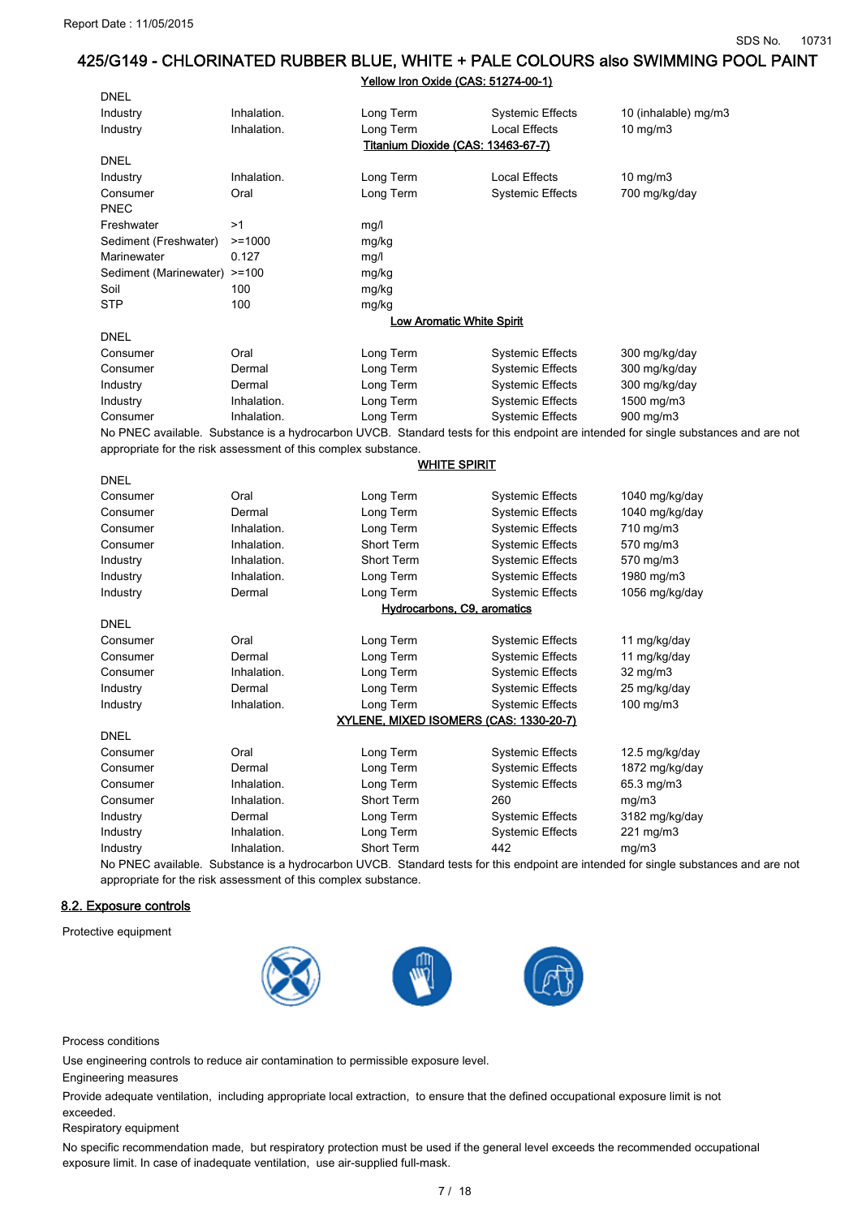Report Date : 11/05/2015

SDS No. 10731

# 425/G149 - CHLORINATED RUBBER BLUE, WHITE + PALE COLOURS also SWIMMING POOL PAINT

**Yellow Iron Oxide (CAS: 51274-00-1)**

| DNEL | | | | |
|---|---|---|---|---|
| Industry | Inhalation. | Long Term | Systemic Effects | 10 (inhalable) mg/m3 |
| Industry | Inhalation. | Long Term | Local Effects | 10 mg/m3 |

**Titanium Dioxide (CAS: 13463-67-7)**

| DNEL | | | | |
|---|---|---|---|---|
| Industry | Inhalation. | Long Term | Local Effects | 10 mg/m3 |
| Consumer | Oral | Long Term | Systemic Effects | 700 mg/kg/day |

| PNEC | | |
|---|---|---|
| Freshwater | >1 | mg/l |
| Sediment (Freshwater) | >=1000 | mg/kg |
| Marinewater | 0.127 | mg/l |
| Sediment (Marinewater) | >=100 | mg/kg |
| Soil | 100 | mg/kg |
| STP | 100 | mg/kg |

**Low Aromatic White Spirit**

| DNEL | | | | |
|---|---|---|---|---|
| Consumer | Oral | Long Term | Systemic Effects | 300 mg/kg/day |
| Consumer | Dermal | Long Term | Systemic Effects | 300 mg/kg/day |
| Industry | Dermal | Long Term | Systemic Effects | 300 mg/kg/day |
| Industry | Inhalation. | Long Term | Systemic Effects | 1500 mg/m3 |
| Consumer | Inhalation. | Long Term | Systemic Effects | 900 mg/m3 |

No PNEC available. Substance is a hydrocarbon UVCB. Standard tests for this endpoint are intended for single substances and are not appropriate for the risk assessment of this complex substance.

**WHITE SPIRIT**

| DNEL | | | | |
|---|---|---|---|---|
| Consumer | Oral | Long Term | Systemic Effects | 1040 mg/kg/day |
| Consumer | Dermal | Long Term | Systemic Effects | 1040 mg/kg/day |
| Consumer | Inhalation. | Long Term | Systemic Effects | 710 mg/m3 |
| Consumer | Inhalation. | Short Term | Systemic Effects | 570 mg/m3 |
| Industry | Inhalation. | Short Term | Systemic Effects | 570 mg/m3 |
| Industry | Inhalation. | Long Term | Systemic Effects | 1980 mg/m3 |
| Industry | Dermal | Long Term | Systemic Effects | 1056 mg/kg/day |

**Hydrocarbons, C9, aromatics**

| DNEL | | | | |
|---|---|---|---|---|
| Consumer | Oral | Long Term | Systemic Effects | 11 mg/kg/day |
| Consumer | Dermal | Long Term | Systemic Effects | 11 mg/kg/day |
| Consumer | Inhalation. | Long Term | Systemic Effects | 32 mg/m3 |
| Industry | Dermal | Long Term | Systemic Effects | 25 mg/kg/day |
| Industry | Inhalation. | Long Term | Systemic Effects | 100 mg/m3 |

**XYLENE, MIXED ISOMERS (CAS: 1330-20-7)**

| DNEL | | | | |
|---|---|---|---|---|
| Consumer | Oral | Long Term | Systemic Effects | 12.5 mg/kg/day |
| Consumer | Dermal | Long Term | Systemic Effects | 1872 mg/kg/day |
| Consumer | Inhalation. | Long Term | Systemic Effects | 65.3 mg/m3 |
| Consumer | Inhalation. | Short Term | 260 | mg/m3 |
| Industry | Dermal | Long Term | Systemic Effects | 3182 mg/kg/day |
| Industry | Inhalation. | Long Term | Systemic Effects | 221 mg/m3 |
| Industry | Inhalation. | Short Term | 442 | mg/m3 |

No PNEC available. Substance is a hydrocarbon UVCB. Standard tests for this endpoint are intended for single substances and are not appropriate for the risk assessment of this complex substance.

## 8.2. Exposure controls

Protective equipment

Process conditions

Use engineering controls to reduce air contamination to permissible exposure level.

Engineering measures

Provide adequate ventilation, including appropriate local extraction, to ensure that the defined occupational exposure limit is not exceeded.

Respiratory equipment

No specific recommendation made, but respiratory protection must be used if the general level exceeds the recommended occupational exposure limit. In case of inadequate ventilation, use air-supplied full-mask.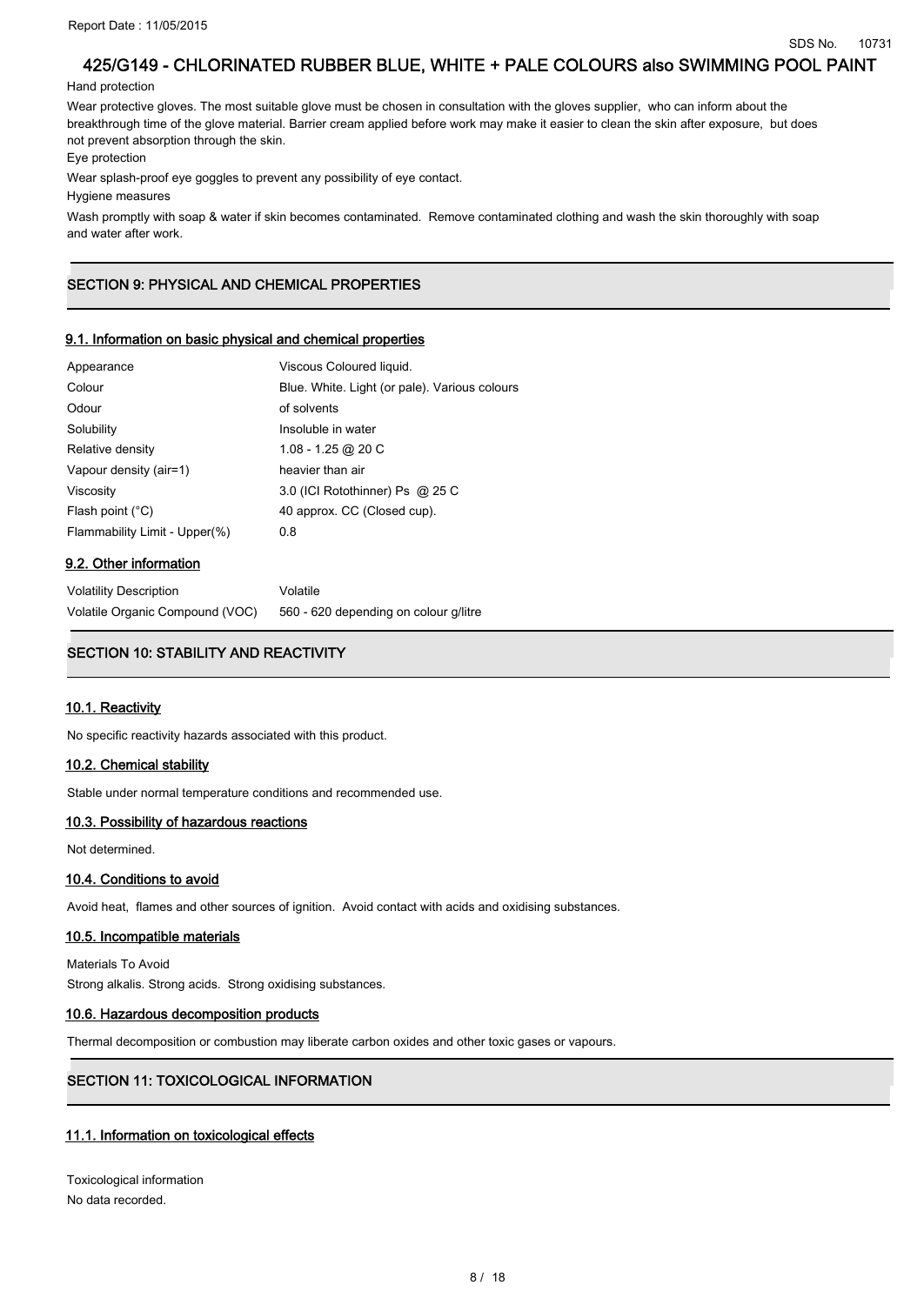Hand protection

Wear protective gloves. The most suitable glove must be chosen in consultation with the gloves supplier, who can inform about the breakthrough time of the glove material. Barrier cream applied before work may make it easier to clean the skin after exposure, but does not prevent absorption through the skin.

Eye protection

Wear splash-proof eye goggles to prevent any possibility of eye contact.

Hygiene measures

Wash promptly with soap & water if skin becomes contaminated. Remove contaminated clothing and wash the skin thoroughly with soap and water after work.

## SECTION 9: PHYSICAL AND CHEMICAL PROPERTIES

### 9.1. Information on basic physical and chemical properties

| | |
|---|---|
| Appearance | Viscous Coloured liquid. |
| Colour | Blue. White. Light (or pale). Various colours |
| Odour | of solvents |
| Solubility | Insoluble in water |
| Relative density | 1.08 - 1.25 @ 20 C |
| Vapour density (air=1) | heavier than air |
| Viscosity | 3.0 (ICI Rotothinner) Ps @ 25 C |
| Flash point (°C) | 40 approx. CC (Closed cup). |
| Flammability Limit - Upper(%) | 0.8 |

### 9.2. Other information

| | |
|---|---|
| Volatility Description | Volatile |
| Volatile Organic Compound (VOC) | 560 - 620 depending on colour g/litre |

## SECTION 10: STABILITY AND REACTIVITY

### 10.1. Reactivity

No specific reactivity hazards associated with this product.

### 10.2. Chemical stability

Stable under normal temperature conditions and recommended use.

### 10.3. Possibility of hazardous reactions

Not determined.

### 10.4. Conditions to avoid

Avoid heat, flames and other sources of ignition. Avoid contact with acids and oxidising substances.

### 10.5. Incompatible materials

Materials To Avoid

Strong alkalis. Strong acids. Strong oxidising substances.

### 10.6. Hazardous decomposition products

Thermal decomposition or combustion may liberate carbon oxides and other toxic gases or vapours.

## SECTION 11: TOXICOLOGICAL INFORMATION

### 11.1. Information on toxicological effects

Toxicological information

No data recorded.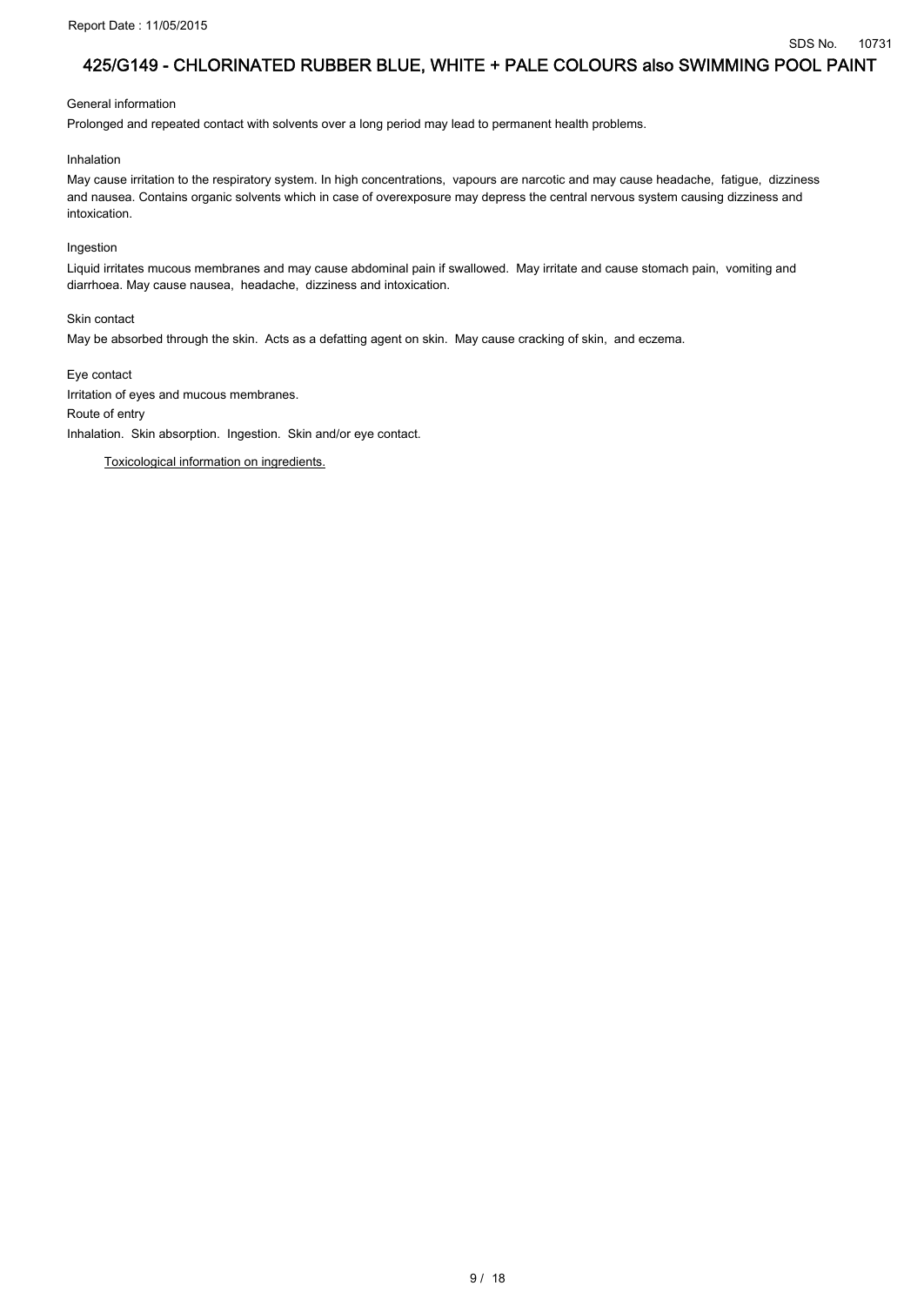General information

Prolonged and repeated contact with solvents over a long period may lead to permanent health problems.

Inhalation

May cause irritation to the respiratory system. In high concentrations, vapours are narcotic and may cause headache, fatigue, dizziness and nausea. Contains organic solvents which in case of overexposure may depress the central nervous system causing dizziness and intoxication.

Ingestion

Liquid irritates mucous membranes and may cause abdominal pain if swallowed. May irritate and cause stomach pain, vomiting and diarrhoea. May cause nausea, headache, dizziness and intoxication.

Skin contact

May be absorbed through the skin. Acts as a defatting agent on skin. May cause cracking of skin, and eczema.

Eye contact

Irritation of eyes and mucous membranes.

Route of entry

Inhalation. Skin absorption. Ingestion. Skin and/or eye contact.

Toxicological information on ingredients.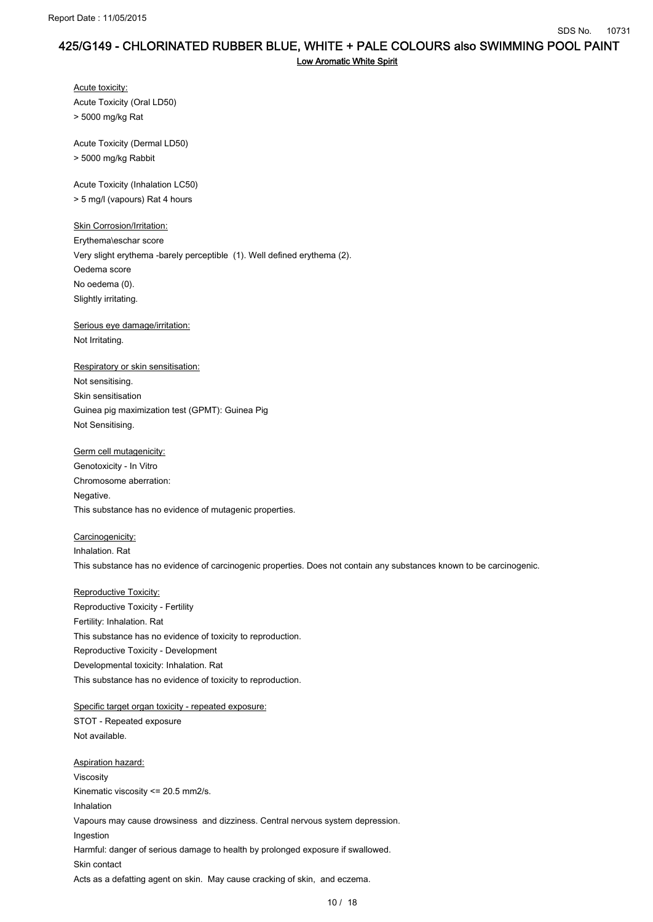Low Aromatic White Spirit

Acute toxicity:

Acute Toxicity (Oral LD50)

> 5000 mg/kg Rat

Acute Toxicity (Dermal LD50)

> 5000 mg/kg Rabbit

Acute Toxicity (Inhalation LC50)

> 5 mg/l (vapours) Rat 4 hours

Skin Corrosion/Irritation:

Erythema\eschar score

Very slight erythema -barely perceptible (1). Well defined erythema (2).

Oedema score

No oedema (0).

Slightly irritating.

Serious eye damage/irritation:

Not Irritating.

Respiratory or skin sensitisation:

Not sensitising.

Skin sensitisation

Guinea pig maximization test (GPMT): Guinea Pig

Not Sensitising.

Germ cell mutagenicity:

Genotoxicity - In Vitro

Chromosome aberration:

Negative.

This substance has no evidence of mutagenic properties.

Carcinogenicity:

Inhalation. Rat

This substance has no evidence of carcinogenic properties. Does not contain any substances known to be carcinogenic.

Reproductive Toxicity:

Reproductive Toxicity - Fertility

Fertility: Inhalation. Rat

This substance has no evidence of toxicity to reproduction.

Reproductive Toxicity - Development

Developmental toxicity: Inhalation. Rat

This substance has no evidence of toxicity to reproduction.

Specific target organ toxicity - repeated exposure:

STOT - Repeated exposure

Not available.

Aspiration hazard:

Viscosity

Kinematic viscosity <= 20.5 mm2/s.

Inhalation

Vapours may cause drowsiness and dizziness. Central nervous system depression.

Ingestion

Harmful: danger of serious damage to health by prolonged exposure if swallowed.

Skin contact

Acts as a defatting agent on skin. May cause cracking of skin, and eczema.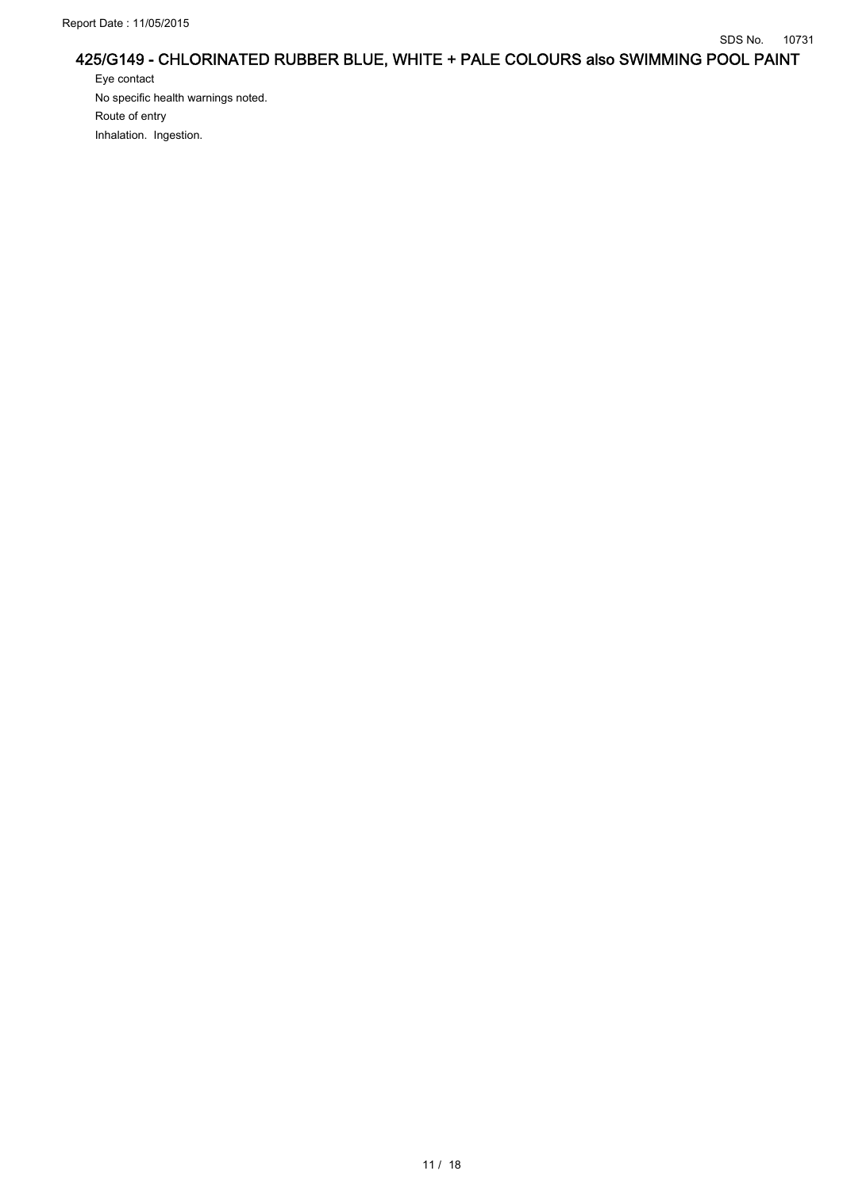Eye contact

No specific health warnings noted.

Route of entry

Inhalation. Ingestion.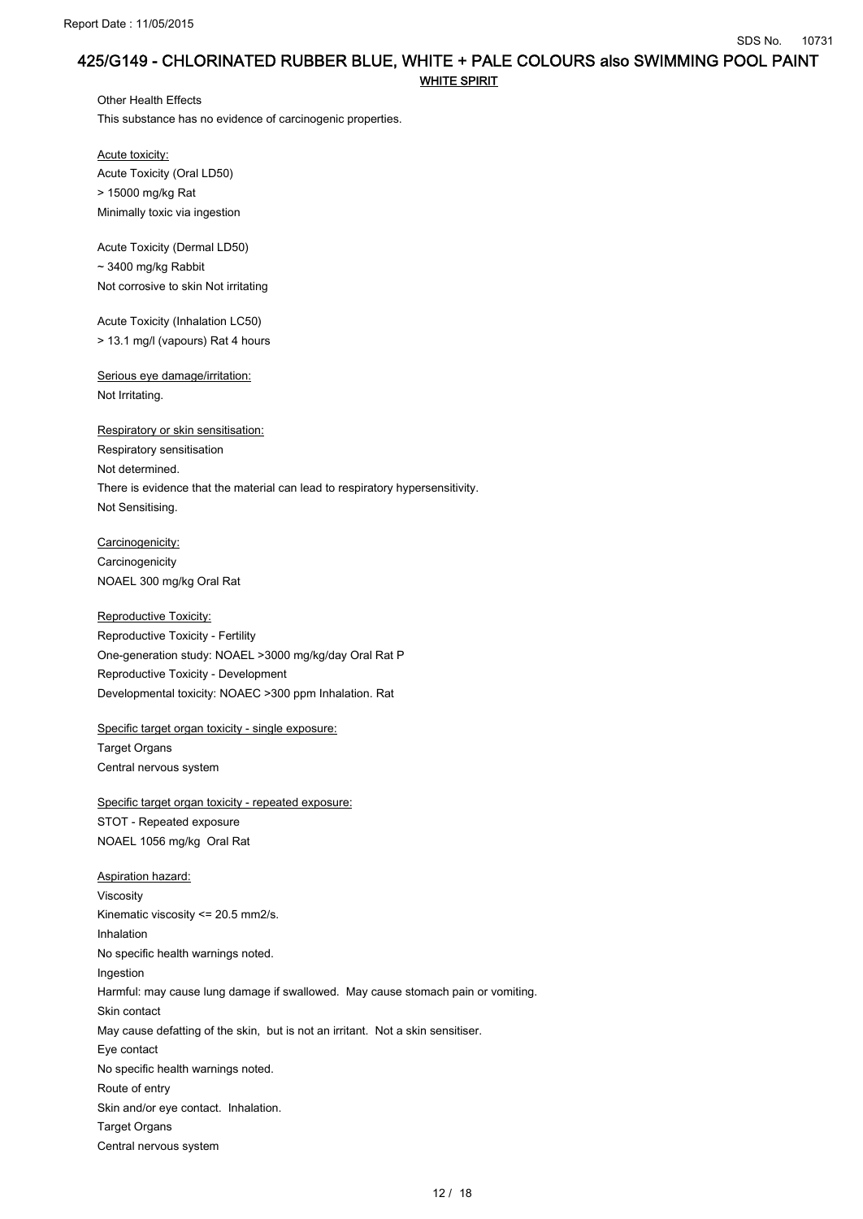**WHITE SPIRIT**

Other Health Effects

This substance has no evidence of carcinogenic properties.

Acute toxicity:

Acute Toxicity (Oral LD50)

> 15000 mg/kg Rat

Minimally toxic via ingestion

Acute Toxicity (Dermal LD50)

~ 3400 mg/kg Rabbit

Not corrosive to skin Not irritating

Acute Toxicity (Inhalation LC50)

> 13.1 mg/l (vapours) Rat 4 hours

Serious eye damage/irritation:

Not Irritating.

Respiratory or skin sensitisation:

Respiratory sensitisation

Not determined.

There is evidence that the material can lead to respiratory hypersensitivity.

Not Sensitising.

Carcinogenicity:

Carcinogenicity

NOAEL 300 mg/kg Oral Rat

Reproductive Toxicity:

Reproductive Toxicity - Fertility

One-generation study: NOAEL >3000 mg/kg/day Oral Rat P

Reproductive Toxicity - Development

Developmental toxicity: NOAEC >300 ppm Inhalation. Rat

Specific target organ toxicity - single exposure:

Target Organs

Central nervous system

Specific target organ toxicity - repeated exposure:

STOT - Repeated exposure

NOAEL 1056 mg/kg Oral Rat

Aspiration hazard:

Viscosity

Kinematic viscosity <= 20.5 mm2/s.

Inhalation

No specific health warnings noted.

Ingestion

Harmful: may cause lung damage if swallowed. May cause stomach pain or vomiting.

Skin contact

May cause defatting of the skin, but is not an irritant. Not a skin sensitiser.

Eye contact

No specific health warnings noted.

Route of entry

Skin and/or eye contact. Inhalation.

Target Organs

Central nervous system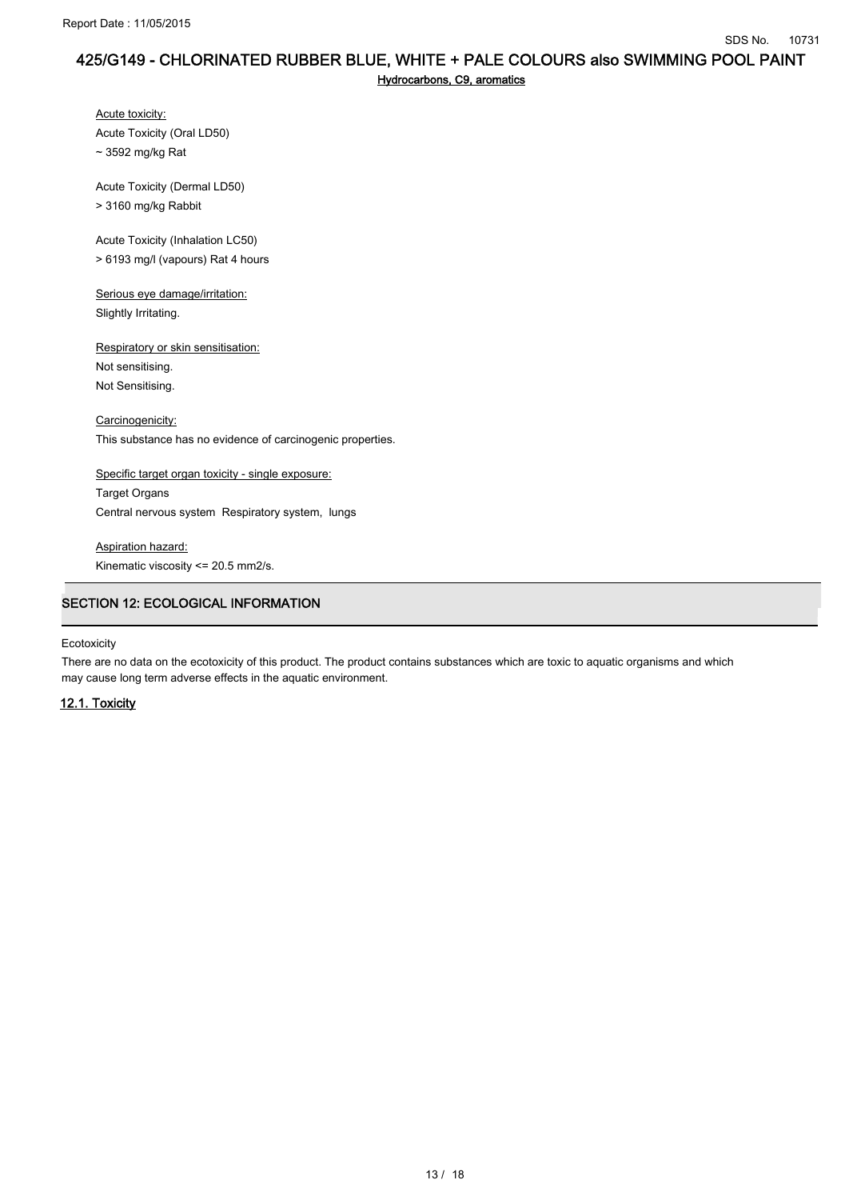**Hydrocarbons, C9, aromatics**

Acute toxicity:

Acute Toxicity (Oral LD50)

~ 3592 mg/kg Rat

Acute Toxicity (Dermal LD50)

> 3160 mg/kg Rabbit

Acute Toxicity (Inhalation LC50)

> 6193 mg/l (vapours) Rat 4 hours

Serious eye damage/irritation:

Slightly Irritating.

Respiratory or skin sensitisation:

Not sensitising.

Not Sensitising.

Carcinogenicity:

This substance has no evidence of carcinogenic properties.

Specific target organ toxicity - single exposure:

Target Organs

Central nervous system Respiratory system, lungs

Aspiration hazard:

Kinematic viscosity <= 20.5 mm2/s.

## SECTION 12: ECOLOGICAL INFORMATION

Ecotoxicity

There are no data on the ecotoxicity of this product. The product contains substances which are toxic to aquatic organisms and which may cause long term adverse effects in the aquatic environment.

### 12.1. Toxicity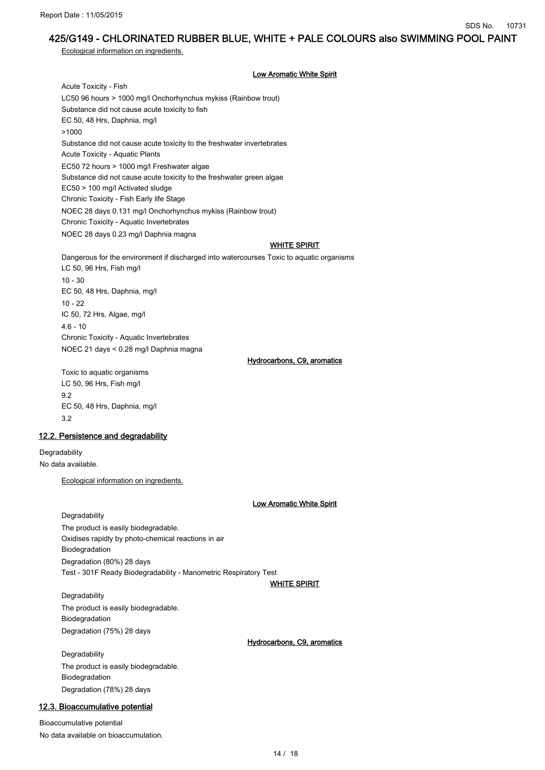Ecological information on ingredients.

**Low Aromatic White Spirit**

Acute Toxicity - Fish

LC50 96 hours > 1000 mg/l Onchorhynchus mykiss (Rainbow trout)

Substance did not cause acute toxicity to fish

EC 50, 48 Hrs, Daphnia, mg/l

>1000

Substance did not cause acute toxicity to the freshwater invertebrates

Acute Toxicity - Aquatic Plants

EC50 72 hours > 1000 mg/l Freshwater algae

Substance did not cause acute toxicity to the freshwater green algae

EC50 > 100 mg/l Activated sludge

Chronic Toxicity - Fish Early life Stage

NOEC 28 days 0.131 mg/l Onchorhynchus mykiss (Rainbow trout)

Chronic Toxicity - Aquatic Invertebrates

NOEC 28 days 0.23 mg/l Daphnia magna

**WHITE SPIRIT**

Dangerous for the environment if discharged into watercourses Toxic to aquatic organisms

LC 50, 96 Hrs, Fish mg/l

10 - 30

EC 50, 48 Hrs, Daphnia, mg/l

10 - 22

IC 50, 72 Hrs, Algae, mg/l

4.6 - 10

Chronic Toxicity - Aquatic Invertebrates

NOEC 21 days < 0.28 mg/l Daphnia magna

**Hydrocarbons, C9, aromatics**

Toxic to aquatic organisms

LC 50, 96 Hrs, Fish mg/l

9.2

EC 50, 48 Hrs, Daphnia, mg/l

3.2

## 12.2. Persistence and degradability

Degradability

No data available.

Ecological information on ingredients.

**Low Aromatic White Spirit**

Degradability

The product is easily biodegradable.

Oxidises rapidly by photo-chemical reactions in air

Biodegradation

Degradation (80%) 28 days

Test - 301F Ready Biodegradability - Manometric Respiratory Test

**WHITE SPIRIT**

Degradability

The product is easily biodegradable.

Biodegradation

Degradation (75%) 28 days

**Hydrocarbons, C9, aromatics**

Degradability

The product is easily biodegradable.

Biodegradation

Degradation (78%) 28 days

## 12.3. Bioaccumulative potential

Bioaccumulative potential

No data available on bioaccumulation.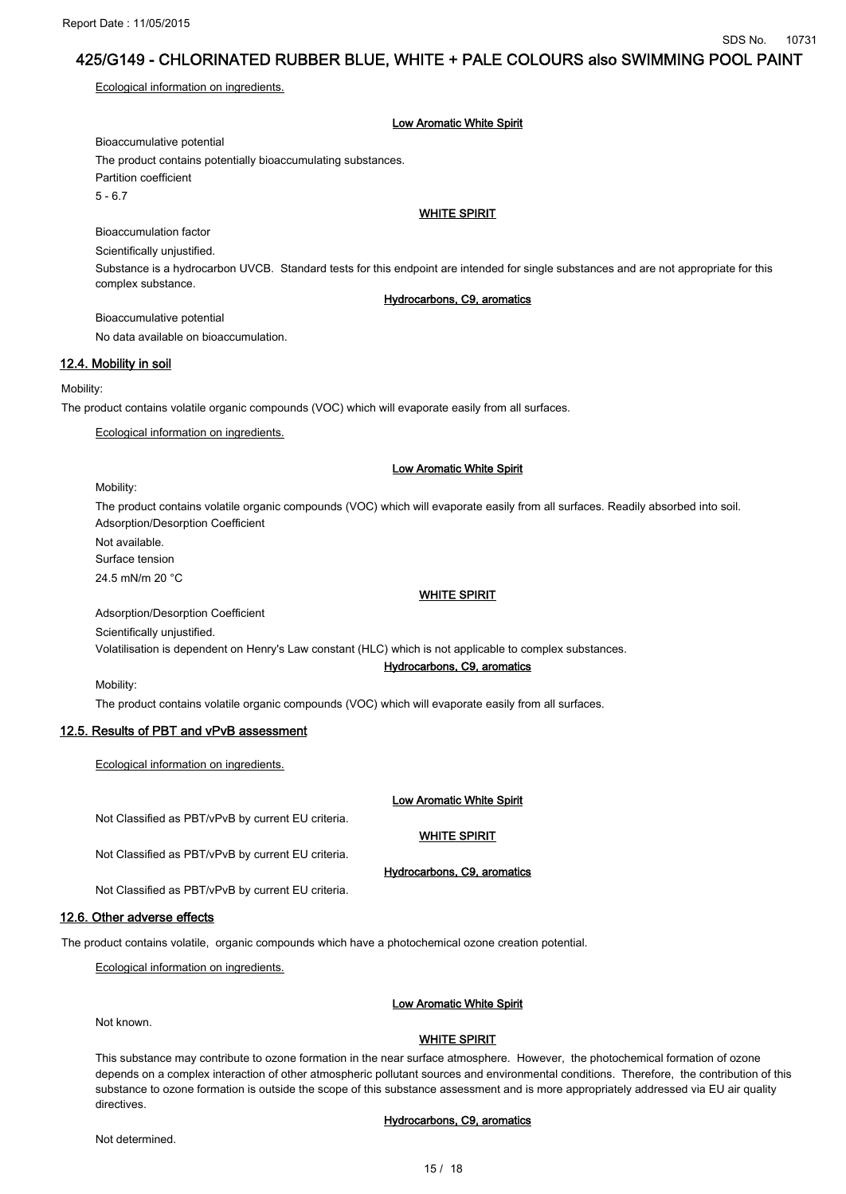Ecological information on ingredients.

**Low Aromatic White Spirit**

Bioaccumulative potential

The product contains potentially bioaccumulating substances.

Partition coefficient

5 - 6.7

**WHITE SPIRIT**

Bioaccumulation factor

Scientifically unjustified.

Substance is a hydrocarbon UVCB. Standard tests for this endpoint are intended for single substances and are not appropriate for this complex substance.

**Hydrocarbons, C9, aromatics**

Bioaccumulative potential

No data available on bioaccumulation.

## 12.4. Mobility in soil

Mobility:

The product contains volatile organic compounds (VOC) which will evaporate easily from all surfaces.

Ecological information on ingredients.

**Low Aromatic White Spirit**

Mobility:

The product contains volatile organic compounds (VOC) which will evaporate easily from all surfaces. Readily absorbed into soil.

Adsorption/Desorption Coefficient

Not available.

Surface tension

24.5 mN/m 20 °C

**WHITE SPIRIT**

Adsorption/Desorption Coefficient

Scientifically unjustified.

Volatilisation is dependent on Henry's Law constant (HLC) which is not applicable to complex substances.

**Hydrocarbons, C9, aromatics**

Mobility:

The product contains volatile organic compounds (VOC) which will evaporate easily from all surfaces.

## 12.5. Results of PBT and vPvB assessment

Ecological information on ingredients.

**Low Aromatic White Spirit**

Not Classified as PBT/vPvB by current EU criteria.

**WHITE SPIRIT**

Not Classified as PBT/vPvB by current EU criteria.

**Hydrocarbons, C9, aromatics**

Not Classified as PBT/vPvB by current EU criteria.

## 12.6. Other adverse effects

The product contains volatile, organic compounds which have a photochemical ozone creation potential.

Ecological information on ingredients.

**Low Aromatic White Spirit**

Not known.

**WHITE SPIRIT**

This substance may contribute to ozone formation in the near surface atmosphere. However, the photochemical formation of ozone depends on a complex interaction of other atmospheric pollutant sources and environmental conditions. Therefore, the contribution of this substance to ozone formation is outside the scope of this substance assessment and is more appropriately addressed via EU air quality directives.

**Hydrocarbons, C9, aromatics**

Not determined.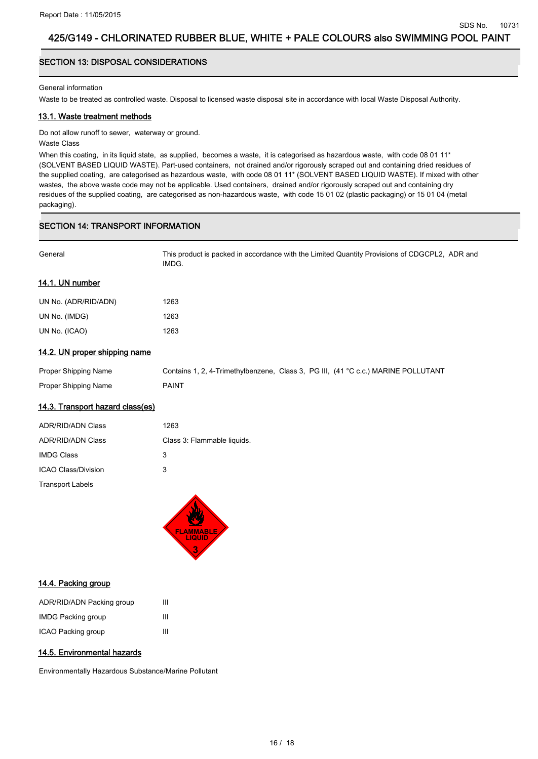## SECTION 13: DISPOSAL CONSIDERATIONS

General information

Waste to be treated as controlled waste. Disposal to licensed waste disposal site in accordance with local Waste Disposal Authority.

### 13.1. Waste treatment methods

Do not allow runoff to sewer, waterway or ground.

Waste Class

When this coating, in its liquid state, as supplied, becomes a waste, it is categorised as hazardous waste, with code 08 01 11* (SOLVENT BASED LIQUID WASTE). Part-used containers, not drained and/or rigorously scraped out and containing dried residues of the supplied coating, are categorised as hazardous waste, with code 08 01 11* (SOLVENT BASED LIQUID WASTE). If mixed with other wastes, the above waste code may not be applicable. Used containers, drained and/or rigorously scraped out and containing dry residues of the supplied coating, are categorised as non-hazardous waste, with code 15 01 02 (plastic packaging) or 15 01 04 (metal packaging).

## SECTION 14: TRANSPORT INFORMATION

| | |
|---|---|
| General | This product is packed in accordance with the Limited Quantity Provisions of CDGCPL2, ADR and IMDG. |

### 14.1. UN number

| | |
|---|---|
| UN No. (ADR/RID/ADN) | 1263 |
| UN No. (IMDG) | 1263 |
| UN No. (ICAO) | 1263 |

### 14.2. UN proper shipping name

| | |
|---|---|
| Proper Shipping Name | Contains 1, 2, 4-Trimethylbenzene, Class 3, PG III, (41 °C c.c.) MARINE POLLUTANT |
| Proper Shipping Name | PAINT |

### 14.3. Transport hazard class(es)

| | |
|---|---|
| ADR/RID/ADN Class | 1263 |
| ADR/RID/ADN Class | Class 3: Flammable liquids. |
| IMDG Class | 3 |
| ICAO Class/Division | 3 |
| Transport Labels | |

### 14.4. Packing group

| | |
|---|---|
| ADR/RID/ADN Packing group | III |
| IMDG Packing group | III |
| ICAO Packing group | III |

### 14.5. Environmental hazards

Environmentally Hazardous Substance/Marine Pollutant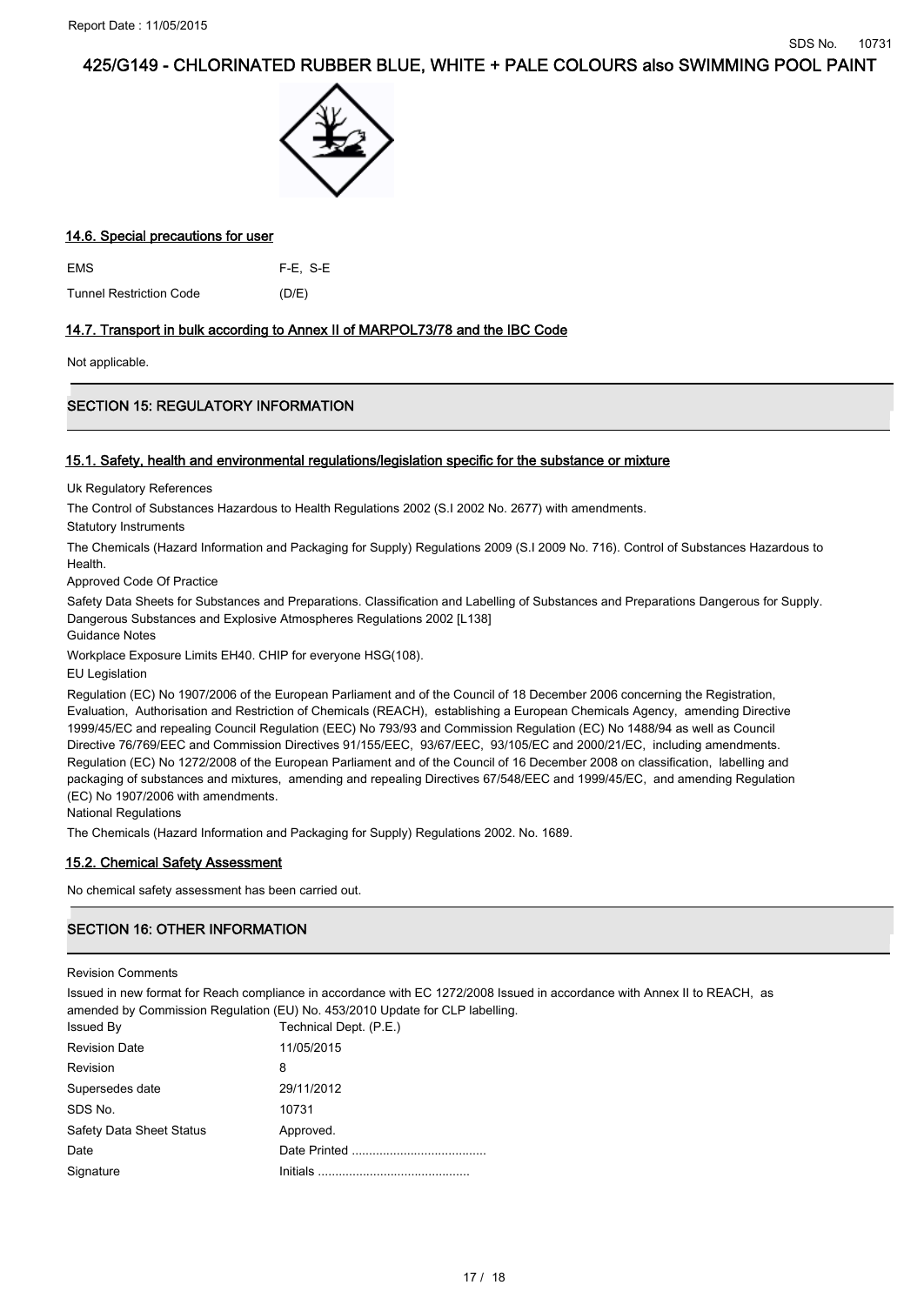### 14.6. Special precautions for user

| | |
|---|---|
| EMS | F-E, S-E |
| Tunnel Restriction Code | (D/E) |

### 14.7. Transport in bulk according to Annex II of MARPOL73/78 and the IBC Code

Not applicable.

## SECTION 15: REGULATORY INFORMATION

### 15.1. Safety, health and environmental regulations/legislation specific for the substance or mixture

Uk Regulatory References

The Control of Substances Hazardous to Health Regulations 2002 (S.I 2002 No. 2677) with amendments.

Statutory Instruments

The Chemicals (Hazard Information and Packaging for Supply) Regulations 2009 (S.I 2009 No. 716). Control of Substances Hazardous to Health.

Approved Code Of Practice

Safety Data Sheets for Substances and Preparations. Classification and Labelling of Substances and Preparations Dangerous for Supply. Dangerous Substances and Explosive Atmospheres Regulations 2002 [L138]

Guidance Notes

Workplace Exposure Limits EH40. CHIP for everyone HSG(108).

EU Legislation

Regulation (EC) No 1907/2006 of the European Parliament and of the Council of 18 December 2006 concerning the Registration, Evaluation, Authorisation and Restriction of Chemicals (REACH), establishing a European Chemicals Agency, amending Directive 1999/45/EC and repealing Council Regulation (EEC) No 793/93 and Commission Regulation (EC) No 1488/94 as well as Council Directive 76/769/EEC and Commission Directives 91/155/EEC, 93/67/EEC, 93/105/EC and 2000/21/EC, including amendments. Regulation (EC) No 1272/2008 of the European Parliament and of the Council of 16 December 2008 on classification, labelling and packaging of substances and mixtures, amending and repealing Directives 67/548/EEC and 1999/45/EC, and amending Regulation (EC) No 1907/2006 with amendments.

National Regulations

The Chemicals (Hazard Information and Packaging for Supply) Regulations 2002. No. 1689.

### 15.2. Chemical Safety Assessment

No chemical safety assessment has been carried out.

## SECTION 16: OTHER INFORMATION

Revision Comments

Issued in new format for Reach compliance in accordance with EC 1272/2008 Issued in accordance with Annex II to REACH, as amended by Commission Regulation (EU) No. 453/2010 Update for CLP labelling.

| | |
|---|---|
| Issued By | Technical Dept. (P.E.) |
| Revision Date | 11/05/2015 |
| Revision | 8 |
| Supersedes date | 29/11/2012 |
| SDS No. | 10731 |
| Safety Data Sheet Status | Approved. |
| Date | Date Printed ....................................... |
| Signature | Initials ............................................ |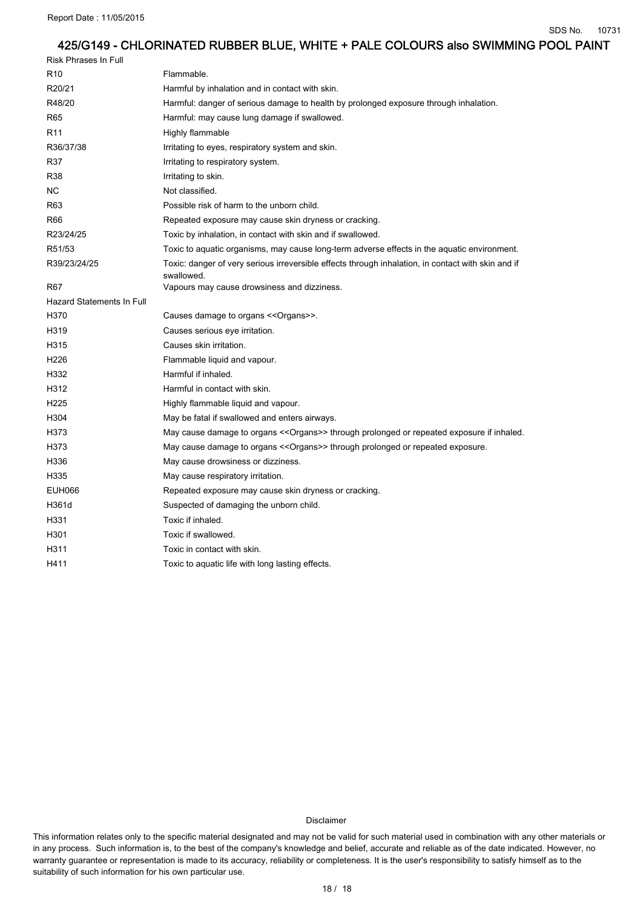# 425/G149 - CHLORINATED RUBBER BLUE, WHITE + PALE COLOURS also SWIMMING POOL PAINT

**Risk Phrases In Full**

| | |
|---|---|
| R10 | Flammable. |
| R20/21 | Harmful by inhalation and in contact with skin. |
| R48/20 | Harmful: danger of serious damage to health by prolonged exposure through inhalation. |
| R65 | Harmful: may cause lung damage if swallowed. |
| R11 | Highly flammable |
| R36/37/38 | Irritating to eyes, respiratory system and skin. |
| R37 | Irritating to respiratory system. |
| R38 | Irritating to skin. |
| NC | Not classified. |
| R63 | Possible risk of harm to the unborn child. |
| R66 | Repeated exposure may cause skin dryness or cracking. |
| R23/24/25 | Toxic by inhalation, in contact with skin and if swallowed. |
| R51/53 | Toxic to aquatic organisms, may cause long-term adverse effects in the aquatic environment. |
| R39/23/24/25 | Toxic: danger of very serious irreversible effects through inhalation, in contact with skin and if swallowed. |
| R67 | Vapours may cause drowsiness and dizziness. |

**Hazard Statements In Full**

| | |
|---|---|
| H370 | Causes damage to organs <<Organs>>. |
| H319 | Causes serious eye irritation. |
| H315 | Causes skin irritation. |
| H226 | Flammable liquid and vapour. |
| H332 | Harmful if inhaled. |
| H312 | Harmful in contact with skin. |
| H225 | Highly flammable liquid and vapour. |
| H304 | May be fatal if swallowed and enters airways. |
| H373 | May cause damage to organs <<Organs>> through prolonged or repeated exposure if inhaled. |
| H373 | May cause damage to organs <<Organs>> through prolonged or repeated exposure. |
| H336 | May cause drowsiness or dizziness. |
| H335 | May cause respiratory irritation. |
| EUH066 | Repeated exposure may cause skin dryness or cracking. |
| H361d | Suspected of damaging the unborn child. |
| H331 | Toxic if inhaled. |
| H301 | Toxic if swallowed. |
| H311 | Toxic in contact with skin. |
| H411 | Toxic to aquatic life with long lasting effects. |

**Disclaimer**

This information relates only to the specific material designated and may not be valid for such material used in combination with any other materials or in any process. Such information is, to the best of the company's knowledge and belief, accurate and reliable as of the date indicated. However, no warranty guarantee or representation is made to its accuracy, reliability or completeness. It is the user's responsibility to satisfy himself as to the suitability of such information for his own particular use.